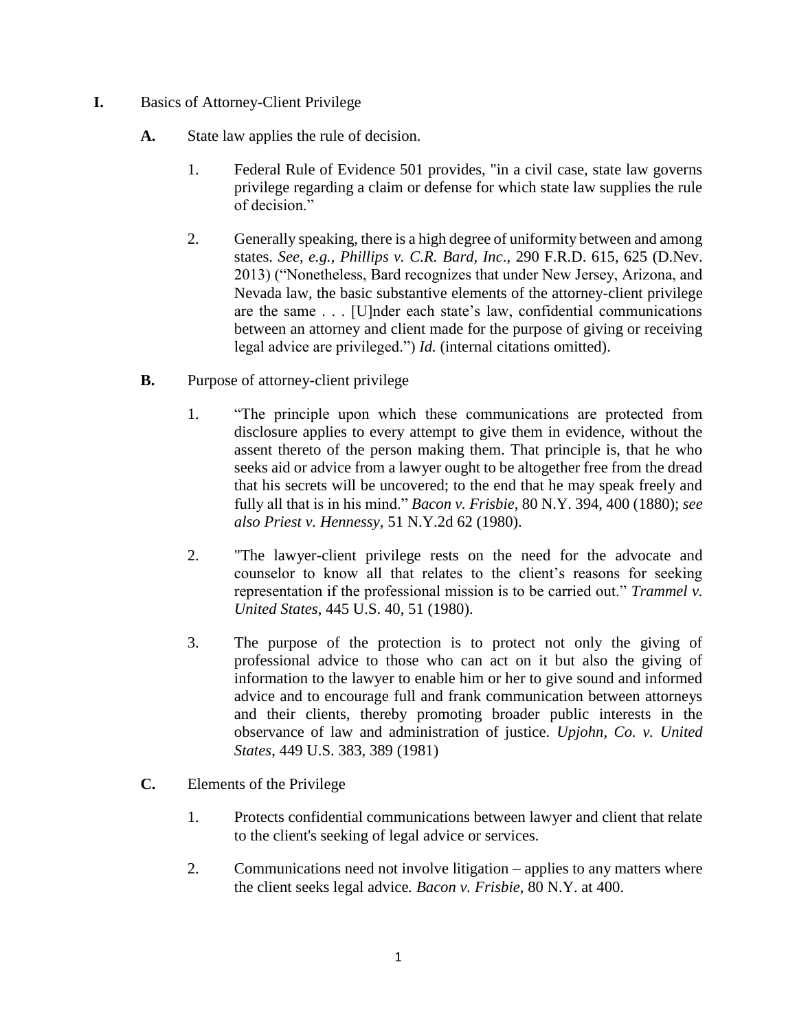- **I.** Basics of Attorney-Client Privilege

  - **A.** State law applies the rule of decision.

    1. Federal Rule of Evidence 501 provides, "in a civil case, state law governs privilege regarding a claim or defense for which state law supplies the rule of decision."

    2. Generally speaking, there is a high degree of uniformity between and among states. *See, e.g., Phillips v. C.R. Bard, Inc*., 290 F.R.D. 615, 625 (D.Nev. 2013) ("Nonetheless, Bard recognizes that under New Jersey, Arizona, and Nevada law, the basic substantive elements of the attorney-client privilege are the same . . . [U]nder each state's law, confidential communications between an attorney and client made for the purpose of giving or receiving legal advice are privileged.") *Id.* (internal citations omitted).

  - **B.** Purpose of attorney-client privilege

    1. "The principle upon which these communications are protected from disclosure applies to every attempt to give them in evidence, without the assent thereto of the person making them. That principle is, that he who seeks aid or advice from a lawyer ought to be altogether free from the dread that his secrets will be uncovered; to the end that he may speak freely and fully all that is in his mind." *Bacon v. Frisbie*, 80 N.Y. 394, 400 (1880); *see also Priest v. Hennessy*, 51 N.Y.2d 62 (1980).

    2. "The lawyer-client privilege rests on the need for the advocate and counselor to know all that relates to the client's reasons for seeking representation if the professional mission is to be carried out." *Trammel v. United States*, 445 U.S. 40, 51 (1980).

    3. The purpose of the protection is to protect not only the giving of professional advice to those who can act on it but also the giving of information to the lawyer to enable him or her to give sound and informed advice and to encourage full and frank communication between attorneys and their clients, thereby promoting broader public interests in the observance of law and administration of justice. *Upjohn, Co. v. United States*, 449 U.S. 383, 389 (1981)

  - **C.** Elements of the Privilege

    1. Protects confidential communications between lawyer and client that relate to the client's seeking of legal advice or services.

    2. Communications need not involve litigation – applies to any matters where the client seeks legal advice*. Bacon v. Frisbie*, 80 N.Y. at 400.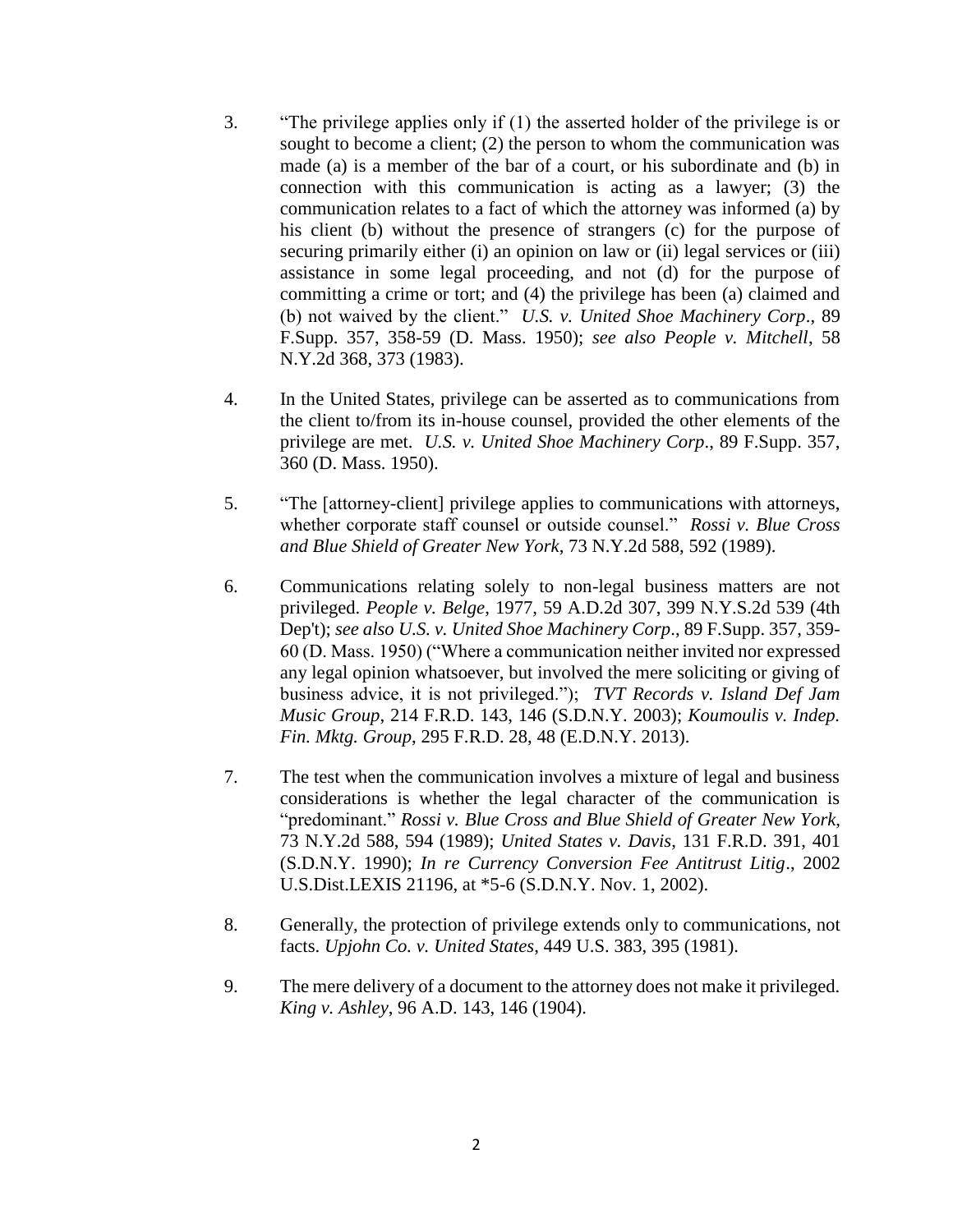3. “The privilege applies only if (1) the asserted holder of the privilege is or sought to become a client; (2) the person to whom the communication was made (a) is a member of the bar of a court, or his subordinate and (b) in connection with this communication is acting as a lawyer; (3) the communication relates to a fact of which the attorney was informed (a) by his client (b) without the presence of strangers (c) for the purpose of securing primarily either (i) an opinion on law or (ii) legal services or (iii) assistance in some legal proceeding, and not (d) for the purpose of committing a crime or tort; and (4) the privilege has been (a) claimed and (b) not waived by the client.” *U.S. v. United Shoe Machinery Corp*., 89 F.Supp. 357, 358-59 (D. Mass. 1950); *see also People v. Mitchell*, 58 N.Y.2d 368, 373 (1983).

4. In the United States, privilege can be asserted as to communications from the client to/from its in-house counsel, provided the other elements of the privilege are met. *U.S. v. United Shoe Machinery Corp*., 89 F.Supp. 357, 360 (D. Mass. 1950).

5. “The [attorney-client] privilege applies to communications with attorneys, whether corporate staff counsel or outside counsel.” *Rossi v. Blue Cross and Blue Shield of Greater New York*, 73 N.Y.2d 588, 592 (1989).

6. Communications relating solely to non-legal business matters are not privileged. *People v. Belge*, 1977, 59 A.D.2d 307, 399 N.Y.S.2d 539 (4th Dep't); *see also U.S. v. United Shoe Machinery Corp*., 89 F.Supp. 357, 359-60 (D. Mass. 1950) (“Where a communication neither invited nor expressed any legal opinion whatsoever, but involved the mere soliciting or giving of business advice, it is not privileged.”); *TVT Records v. Island Def Jam Music Group*, 214 F.R.D. 143, 146 (S.D.N.Y. 2003); *Koumoulis v. Indep. Fin. Mktg. Group*, 295 F.R.D. 28, 48 (E.D.N.Y. 2013).

7. The test when the communication involves a mixture of legal and business considerations is whether the legal character of the communication is “predominant.” *Rossi v. Blue Cross and Blue Shield of Greater New York*, 73 N.Y.2d 588, 594 (1989); *United States v. Davis*, 131 F.R.D. 391, 401 (S.D.N.Y. 1990); *In re Currency Conversion Fee Antitrust Litig*., 2002 U.S.Dist.LEXIS 21196, at *5-6 (S.D.N.Y. Nov. 1, 2002).

8. Generally, the protection of privilege extends only to communications, not facts. *Upjohn Co. v. United States*, 449 U.S. 383, 395 (1981).

9. The mere delivery of a document to the attorney does not make it privileged. *King v. Ashley*, 96 A.D. 143, 146 (1904).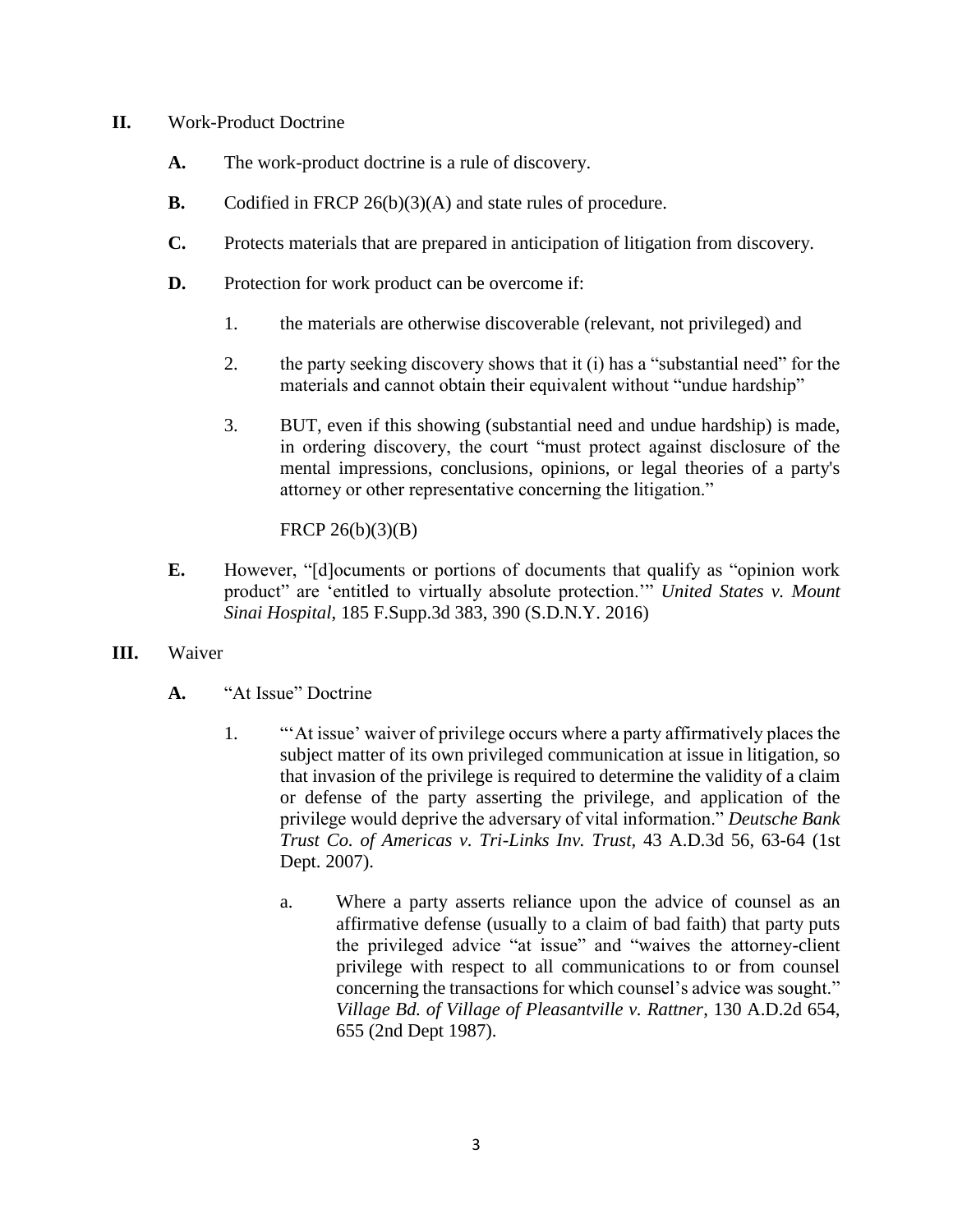**II.** Work-Product Doctrine

**A.** The work-product doctrine is a rule of discovery.

**B.** Codified in FRCP 26(b)(3)(A) and state rules of procedure.

**C.** Protects materials that are prepared in anticipation of litigation from discovery.

**D.** Protection for work product can be overcome if:

1. the materials are otherwise discoverable (relevant, not privileged) and

2. the party seeking discovery shows that it (i) has a "substantial need" for the materials and cannot obtain their equivalent without "undue hardship"

3. BUT, even if this showing (substantial need and undue hardship) is made, in ordering discovery, the court "must protect against disclosure of the mental impressions, conclusions, opinions, or legal theories of a party's attorney or other representative concerning the litigation."

   FRCP 26(b)(3)(B)

**E.** However, "[d]ocuments or portions of documents that qualify as "opinion work product" are 'entitled to virtually absolute protection.'" *United States v. Mount Sinai Hospital*, 185 F.Supp.3d 383, 390 (S.D.N.Y. 2016)

**III.** Waiver

**A.** "At Issue" Doctrine

1. "'At issue' waiver of privilege occurs where a party affirmatively places the subject matter of its own privileged communication at issue in litigation, so that invasion of the privilege is required to determine the validity of a claim or defense of the party asserting the privilege, and application of the privilege would deprive the adversary of vital information." *Deutsche Bank Trust Co. of Americas v. Tri-Links Inv. Trust*, 43 A.D.3d 56, 63-64 (1st Dept. 2007).

   a. Where a party asserts reliance upon the advice of counsel as an affirmative defense (usually to a claim of bad faith) that party puts the privileged advice "at issue" and "waives the attorney-client privilege with respect to all communications to or from counsel concerning the transactions for which counsel's advice was sought." *Village Bd. of Village of Pleasantville v. Rattner*, 130 A.D.2d 654, 655 (2nd Dept 1987).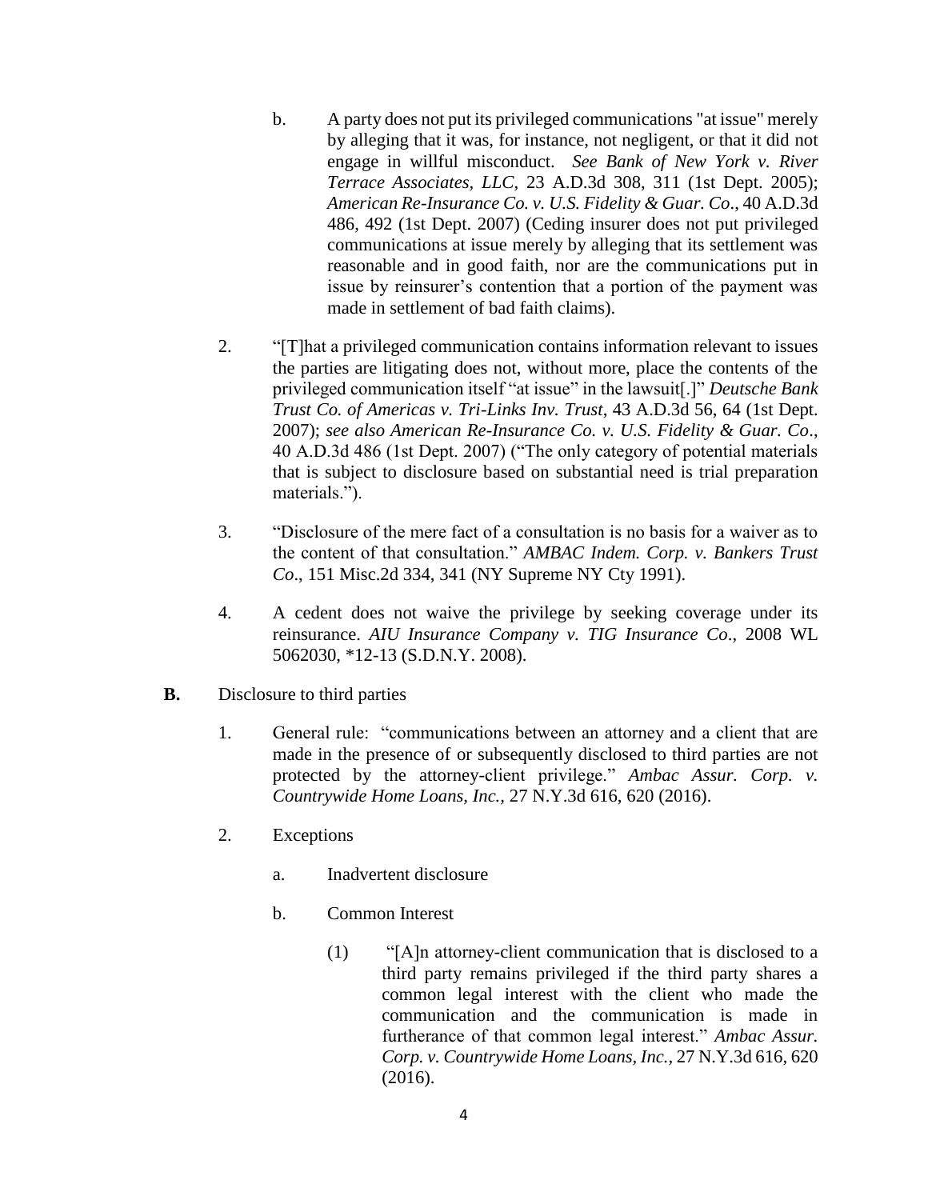b. A party does not put its privileged communications "at issue" merely by alleging that it was, for instance, not negligent, or that it did not engage in willful misconduct. *See Bank of New York v. River Terrace Associates, LLC*, 23 A.D.3d 308, 311 (1st Dept. 2005); *American Re-Insurance Co. v. U.S. Fidelity & Guar. Co*., 40 A.D.3d 486, 492 (1st Dept. 2007) (Ceding insurer does not put privileged communications at issue merely by alleging that its settlement was reasonable and in good faith, nor are the communications put in issue by reinsurer's contention that a portion of the payment was made in settlement of bad faith claims).

2. "[T]hat a privileged communication contains information relevant to issues the parties are litigating does not, without more, place the contents of the privileged communication itself "at issue" in the lawsuit[.]" *Deutsche Bank Trust Co. of Americas v. Tri-Links Inv. Trust*, 43 A.D.3d 56, 64 (1st Dept. 2007); *see also American Re-Insurance Co. v. U.S. Fidelity & Guar. Co*., 40 A.D.3d 486 (1st Dept. 2007) ("The only category of potential materials that is subject to disclosure based on substantial need is trial preparation materials.").

3. "Disclosure of the mere fact of a consultation is no basis for a waiver as to the content of that consultation." *AMBAC Indem. Corp. v. Bankers Trust Co*., 151 Misc.2d 334, 341 (NY Supreme NY Cty 1991).

4. A cedent does not waive the privilege by seeking coverage under its reinsurance. *AIU Insurance Company v. TIG Insurance Co*., 2008 WL 5062030, *12-13 (S.D.N.Y. 2008).

**B.** Disclosure to third parties

1. General rule: "communications between an attorney and a client that are made in the presence of or subsequently disclosed to third parties are not protected by the attorney-client privilege." *Ambac Assur. Corp. v. Countrywide Home Loans, Inc.*, 27 N.Y.3d 616, 620 (2016).

2. Exceptions

   a. Inadvertent disclosure

   b. Common Interest

      (1) "[A]n attorney-client communication that is disclosed to a third party remains privileged if the third party shares a common legal interest with the client who made the communication and the communication is made in furtherance of that common legal interest." *Ambac Assur. Corp. v. Countrywide Home Loans, Inc.*, 27 N.Y.3d 616, 620 (2016).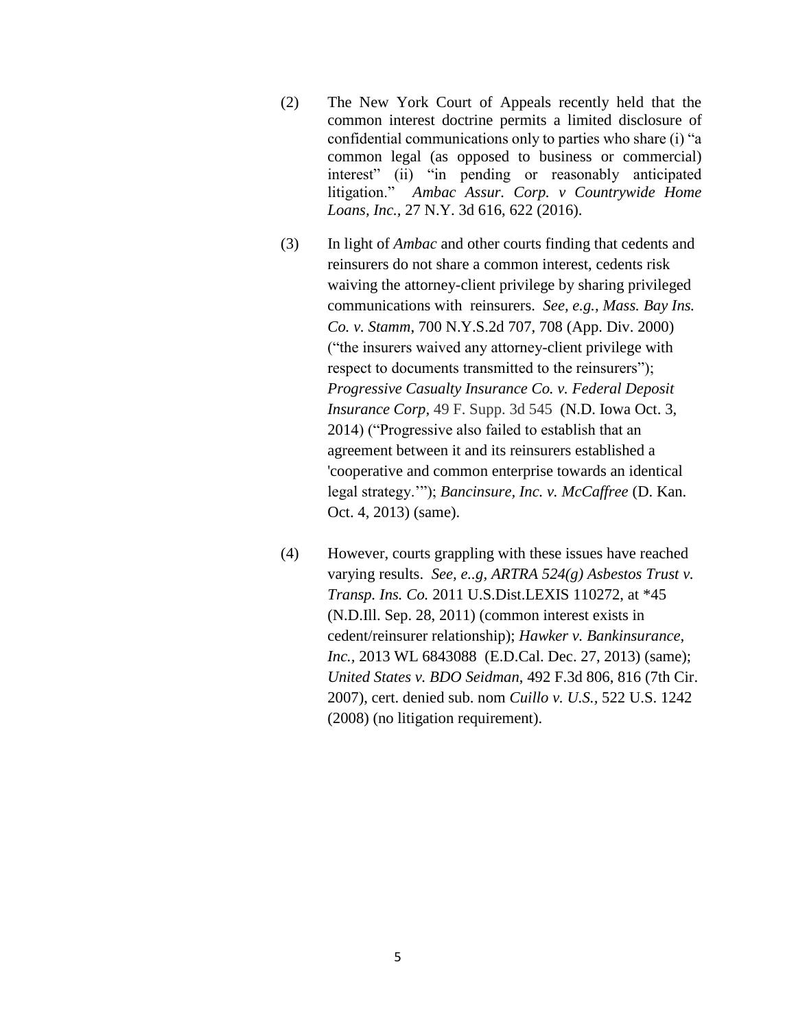(2) The New York Court of Appeals recently held that the common interest doctrine permits a limited disclosure of confidential communications only to parties who share (i) "a common legal (as opposed to business or commercial) interest" (ii) "in pending or reasonably anticipated litigation." *Ambac Assur. Corp. v Countrywide Home Loans, Inc.,* 27 N.Y. 3d 616, 622 (2016).

(3) In light of *Ambac* and other courts finding that cedents and reinsurers do not share a common interest, cedents risk waiving the attorney-client privilege by sharing privileged communications with reinsurers. *See, e.g., Mass. Bay Ins. Co. v. Stamm*, 700 N.Y.S.2d 707, 708 (App. Div. 2000) ("the insurers waived any attorney-client privilege with respect to documents transmitted to the reinsurers"); *Progressive Casualty Insurance Co. v. Federal Deposit Insurance Corp*, 49 F. Supp. 3d 545 (N.D. Iowa Oct. 3, 2014) ("Progressive also failed to establish that an agreement between it and its reinsurers established a 'cooperative and common enterprise towards an identical legal strategy.'"); *Bancinsure, Inc. v. McCaffree* (D. Kan. Oct. 4, 2013) (same).

(4) However, courts grappling with these issues have reached varying results. *See, e..g, ARTRA 524(g) Asbestos Trust v. Transp. Ins. Co.* 2011 U.S.Dist.LEXIS 110272, at *45 (N.D.Ill. Sep. 28, 2011) (common interest exists in cedent/reinsurer relationship); *Hawker v. Bankinsurance, Inc.*, 2013 WL 6843088 (E.D.Cal. Dec. 27, 2013) (same); *United States v. BDO Seidman*, 492 F.3d 806, 816 (7th Cir. 2007), cert. denied sub. nom *Cuillo v. U.S.*, 522 U.S. 1242 (2008) (no litigation requirement).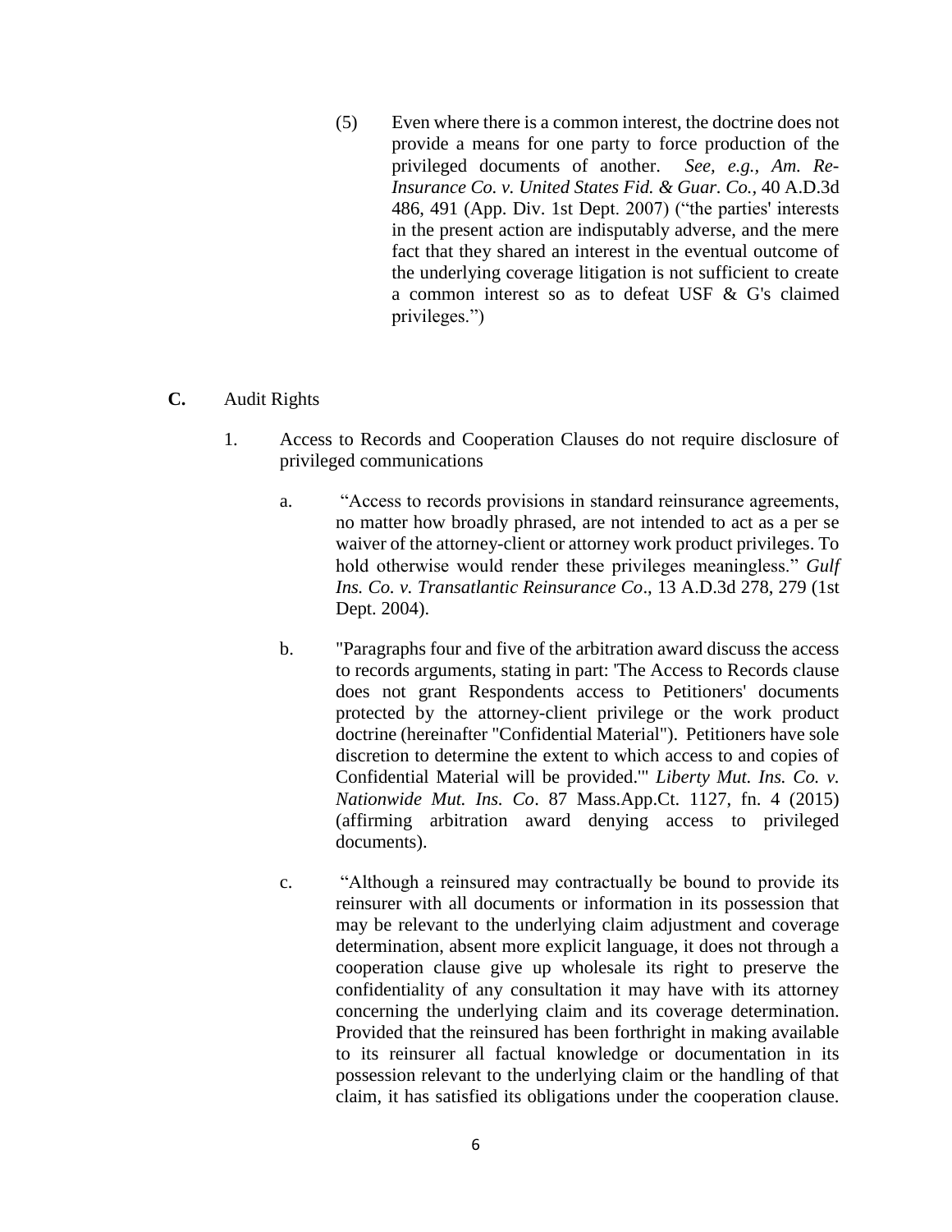(5) Even where there is a common interest, the doctrine does not provide a means for one party to force production of the privileged documents of another. *See, e.g., Am. Re-Insurance Co. v. United States Fid. & Guar. Co.*, 40 A.D.3d 486, 491 (App. Div. 1st Dept. 2007) ("the parties' interests in the present action are indisputably adverse, and the mere fact that they shared an interest in the eventual outcome of the underlying coverage litigation is not sufficient to create a common interest so as to defeat USF & G's claimed privileges.")

**C.** Audit Rights

1. Access to Records and Cooperation Clauses do not require disclosure of privileged communications

   a. "Access to records provisions in standard reinsurance agreements, no matter how broadly phrased, are not intended to act as a per se waiver of the attorney-client or attorney work product privileges. To hold otherwise would render these privileges meaningless." *Gulf Ins. Co. v. Transatlantic Reinsurance Co*., 13 A.D.3d 278, 279 (1st Dept. 2004).

   b. "Paragraphs four and five of the arbitration award discuss the access to records arguments, stating in part: 'The Access to Records clause does not grant Respondents access to Petitioners' documents protected by the attorney-client privilege or the work product doctrine (hereinafter "Confidential Material"). Petitioners have sole discretion to determine the extent to which access to and copies of Confidential Material will be provided.'" *Liberty Mut. Ins. Co. v. Nationwide Mut. Ins. Co*. 87 Mass.App.Ct. 1127, fn. 4 (2015) (affirming arbitration award denying access to privileged documents).

   c. "Although a reinsured may contractually be bound to provide its reinsurer with all documents or information in its possession that may be relevant to the underlying claim adjustment and coverage determination, absent more explicit language, it does not through a cooperation clause give up wholesale its right to preserve the confidentiality of any consultation it may have with its attorney concerning the underlying claim and its coverage determination. Provided that the reinsured has been forthright in making available to its reinsurer all factual knowledge or documentation in its possession relevant to the underlying claim or the handling of that claim, it has satisfied its obligations under the cooperation clause.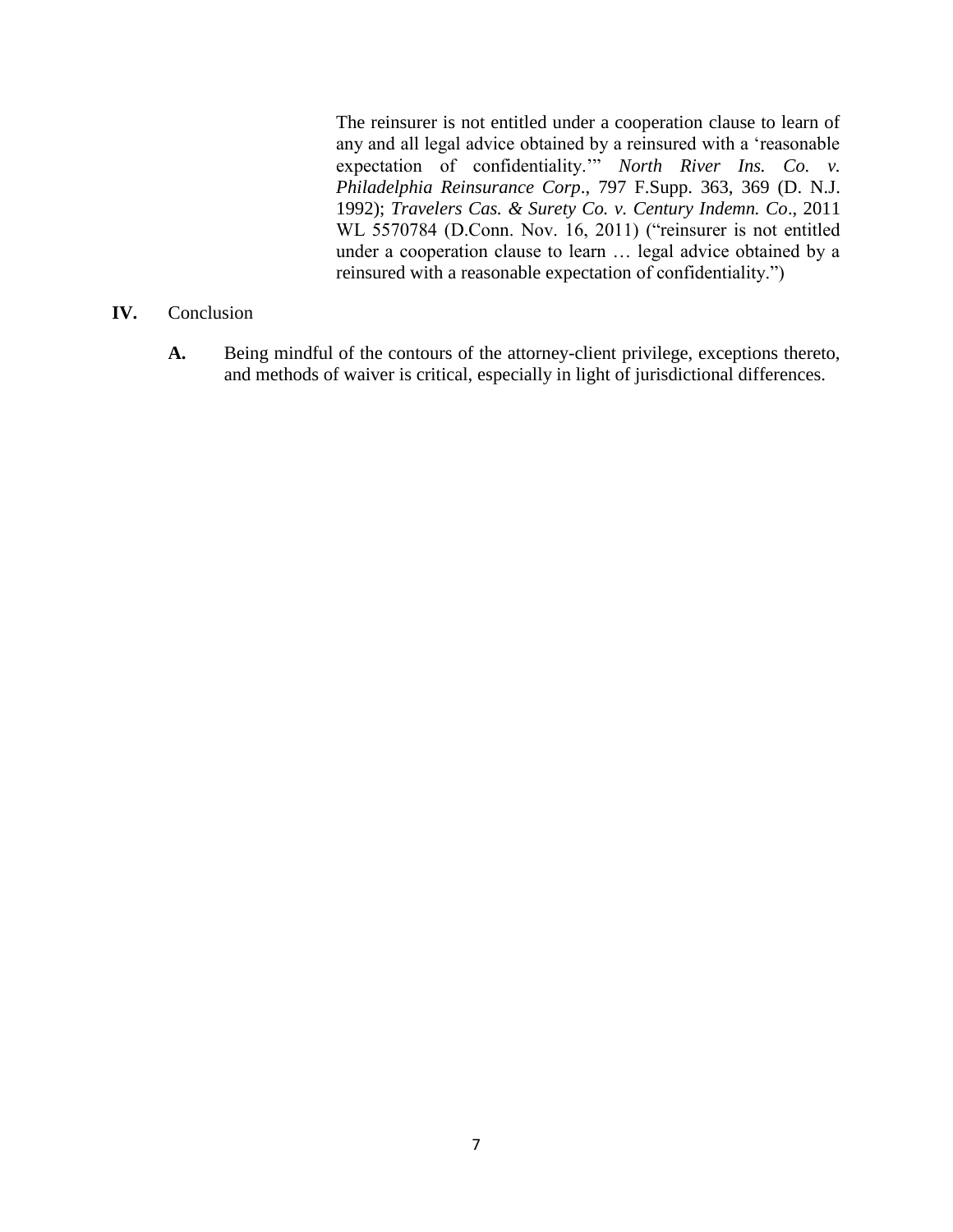> The reinsurer is not entitled under a cooperation clause to learn of any and all legal advice obtained by a reinsured with a 'reasonable expectation of confidentiality.'" *North River Ins. Co. v. Philadelphia Reinsurance Corp*., 797 F.Supp. 363, 369 (D. N.J. 1992); *Travelers Cas. & Surety Co. v. Century Indemn. Co*., 2011 WL 5570784 (D.Conn. Nov. 16, 2011) ("reinsurer is not entitled under a cooperation clause to learn … legal advice obtained by a reinsured with a reasonable expectation of confidentiality.")

**IV.** Conclusion

**A.** Being mindful of the contours of the attorney-client privilege, exceptions thereto, and methods of waiver is critical, especially in light of jurisdictional differences.